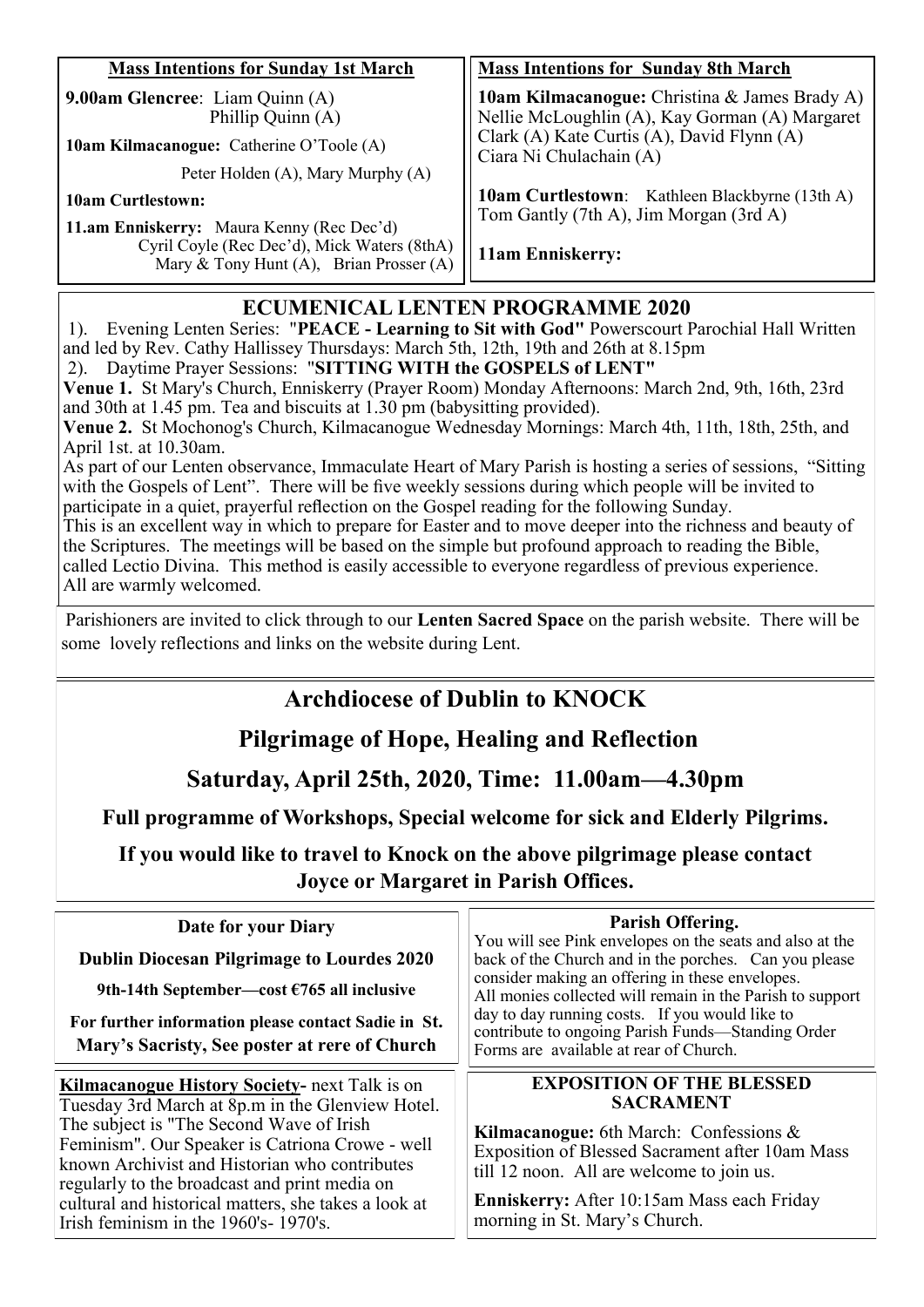**Mass Intentions for Sunday 1st March**

**9.00am Glencree**: Liam Quinn (A)
Phillip Quinn (A)

**10am Kilmacanogue:** Catherine O'Toole (A)
Peter Holden (A), Mary Murphy (A)

**10am Curtlestown:**

**11.am Enniskerry:** Maura Kenny (Rec Dec'd)
Cyril Coyle (Rec Dec'd), Mick Waters (8thA)
Mary & Tony Hunt (A), Brian Prosser (A)

**Mass Intentions for Sunday 8th March**

**10am Kilmacanogue:** Christina & James Brady A) Nellie McLoughlin (A), Kay Gorman (A) Margaret Clark (A) Kate Curtis (A), David Flynn (A) Ciara Ni Chulachain (A)

**10am Curtlestown**: Kathleen Blackbyrne (13th A) Tom Gantly (7th A), Jim Morgan (3rd A)

**11am Enniskerry:**

## ECUMENICAL LENTEN PROGRAMME 2020

1). Evening Lenten Series: "**PEACE - Learning to Sit with God"** Powerscourt Parochial Hall Written and led by Rev. Cathy Hallissey Thursdays: March 5th, 12th, 19th and 26th at 8.15pm

2). Daytime Prayer Sessions: "**SITTING WITH the GOSPELS of LENT"**

**Venue 1.** St Mary's Church, Enniskerry (Prayer Room) Monday Afternoons: March 2nd, 9th, 16th, 23rd and 30th at 1.45 pm. Tea and biscuits at 1.30 pm (babysitting provided).

**Venue 2.** St Mochonog's Church, Kilmacanogue Wednesday Mornings: March 4th, 11th, 18th, 25th, and April 1st. at 10.30am.

As part of our Lenten observance, Immaculate Heart of Mary Parish is hosting a series of sessions, "Sitting with the Gospels of Lent". There will be five weekly sessions during which people will be invited to participate in a quiet, prayerful reflection on the Gospel reading for the following Sunday.
This is an excellent way in which to prepare for Easter and to move deeper into the richness and beauty of the Scriptures. The meetings will be based on the simple but profound approach to reading the Bible, called Lectio Divina. This method is easily accessible to everyone regardless of previous experience.
All are warmly welcomed.

Parishioners are invited to click through to our **Lenten Sacred Space** on the parish website. There will be some lovely reflections and links on the website during Lent.

## Archdiocese of Dublin to KNOCK

## Pilgrimage of Hope, Healing and Reflection

## Saturday, April 25th, 2020, Time: 11.00am—4.30pm

**Full programme of Workshops, Special welcome for sick and Elderly Pilgrims.**

**If you would like to travel to Knock on the above pilgrimage please contact Joyce or Margaret in Parish Offices.**

**Date for your Diary**

**Dublin Diocesan Pilgrimage to Lourdes 2020**

**9th-14th September—cost €765 all inclusive**

**For further information please contact Sadie in St. Mary's Sacristy, See poster at rere of Church**

**Parish Offering.**

You will see Pink envelopes on the seats and also at the back of the Church and in the porches. Can you please consider making an offering in these envelopes.
All monies collected will remain in the Parish to support day to day running costs. If you would like to contribute to ongoing Parish Funds—Standing Order Forms are available at rear of Church.

**Kilmacanogue History Society-** next Talk is on Tuesday 3rd March at 8p.m in the Glenview Hotel. The subject is "The Second Wave of Irish Feminism". Our Speaker is Catriona Crowe - well known Archivist and Historian who contributes regularly to the broadcast and print media on cultural and historical matters, she takes a look at Irish feminism in the 1960's- 1970's.

**EXPOSITION OF THE BLESSED SACRAMENT**

**Kilmacanogue:** 6th March: Confessions & Exposition of Blessed Sacrament after 10am Mass till 12 noon. All are welcome to join us.

**Enniskerry:** After 10:15am Mass each Friday morning in St. Mary's Church.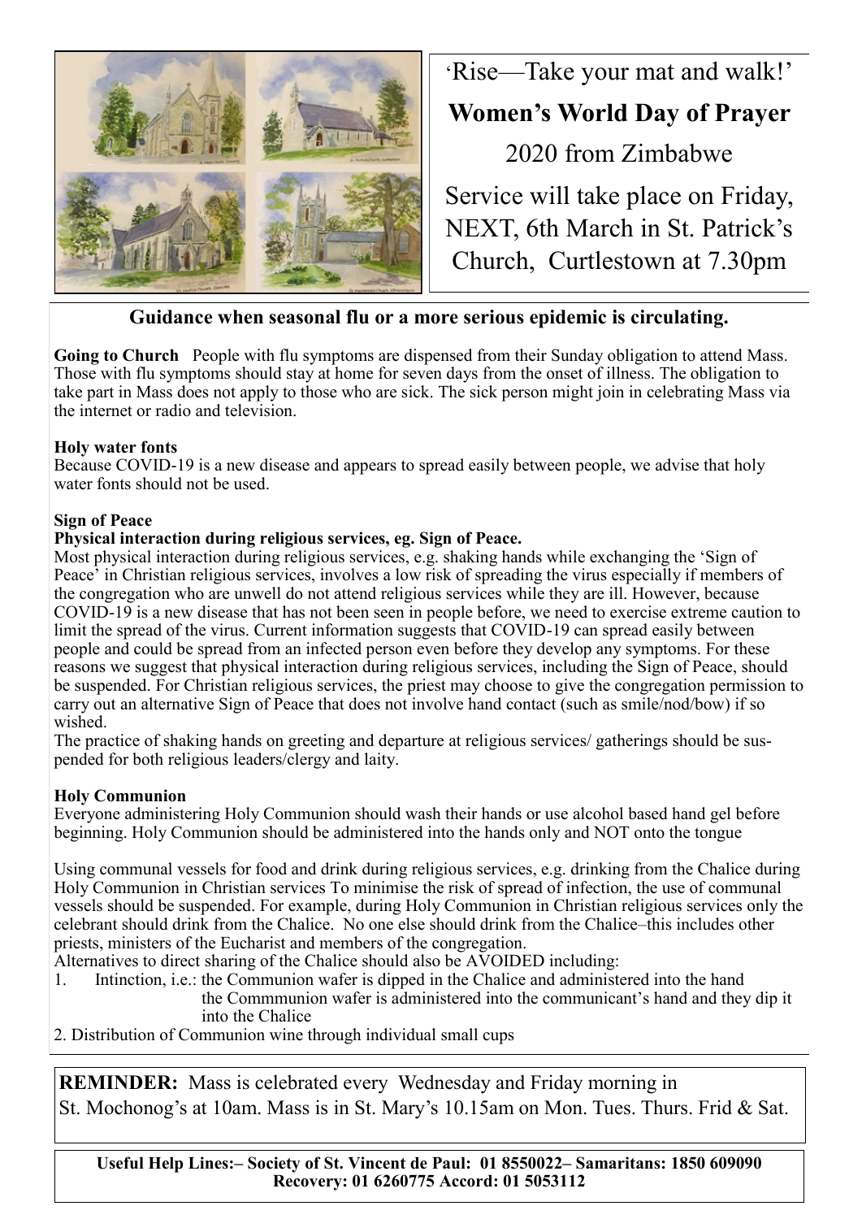'Rise—Take your mat and walk!'

**Women's World Day of Prayer**

2020 from Zimbabwe

Service will take place on Friday, NEXT, 6th March in St. Patrick's Church, Curtlestown at 7.30pm

## Guidance when seasonal flu or a more serious epidemic is circulating.

**Going to Church** People with flu symptoms are dispensed from their Sunday obligation to attend Mass. Those with flu symptoms should stay at home for seven days from the onset of illness. The obligation to take part in Mass does not apply to those who are sick. The sick person might join in celebrating Mass via the internet or radio and television.

**Holy water fonts**
Because COVID-19 is a new disease and appears to spread easily between people, we advise that holy water fonts should not be used.

**Sign of Peace**
**Physical interaction during religious services, eg. Sign of Peace.**
Most physical interaction during religious services, e.g. shaking hands while exchanging the 'Sign of Peace' in Christian religious services, involves a low risk of spreading the virus especially if members of the congregation who are unwell do not attend religious services while they are ill. However, because COVID-19 is a new disease that has not been seen in people before, we need to exercise extreme caution to limit the spread of the virus. Current information suggests that COVID-19 can spread easily between people and could be spread from an infected person even before they develop any symptoms. For these reasons we suggest that physical interaction during religious services, including the Sign of Peace, should be suspended. For Christian religious services, the priest may choose to give the congregation permission to carry out an alternative Sign of Peace that does not involve hand contact (such as smile/nod/bow) if so wished.
The practice of shaking hands on greeting and departure at religious services/ gatherings should be suspended for both religious leaders/clergy and laity.

**Holy Communion**
Everyone administering Holy Communion should wash their hands or use alcohol based hand gel before beginning. Holy Communion should be administered into the hands only and NOT onto the tongue

Using communal vessels for food and drink during religious services, e.g. drinking from the Chalice during Holy Communion in Christian services To minimise the risk of spread of infection, the use of communal vessels should be suspended. For example, during Holy Communion in Christian religious services only the celebrant should drink from the Chalice. No one else should drink from the Chalice–this includes other priests, ministers of the Eucharist and members of the congregation.
Alternatives to direct sharing of the Chalice should also be AVOIDED including:

1. Intinction, i.e.: the Communion wafer is dipped in the Chalice and administered into the hand
   the Commmunion wafer is administered into the communicant's hand and they dip it into the Chalice
2. Distribution of Communion wine through individual small cups

**REMINDER:** Mass is celebrated every Wednesday and Friday morning in St. Mochonog's at 10am. Mass is in St. Mary's 10.15am on Mon. Tues. Thurs. Frid & Sat.

**Useful Help Lines:– Society of St. Vincent de Paul: 01 8550022– Samaritans: 1850 609090 Recovery: 01 6260775 Accord: 01 5053112**